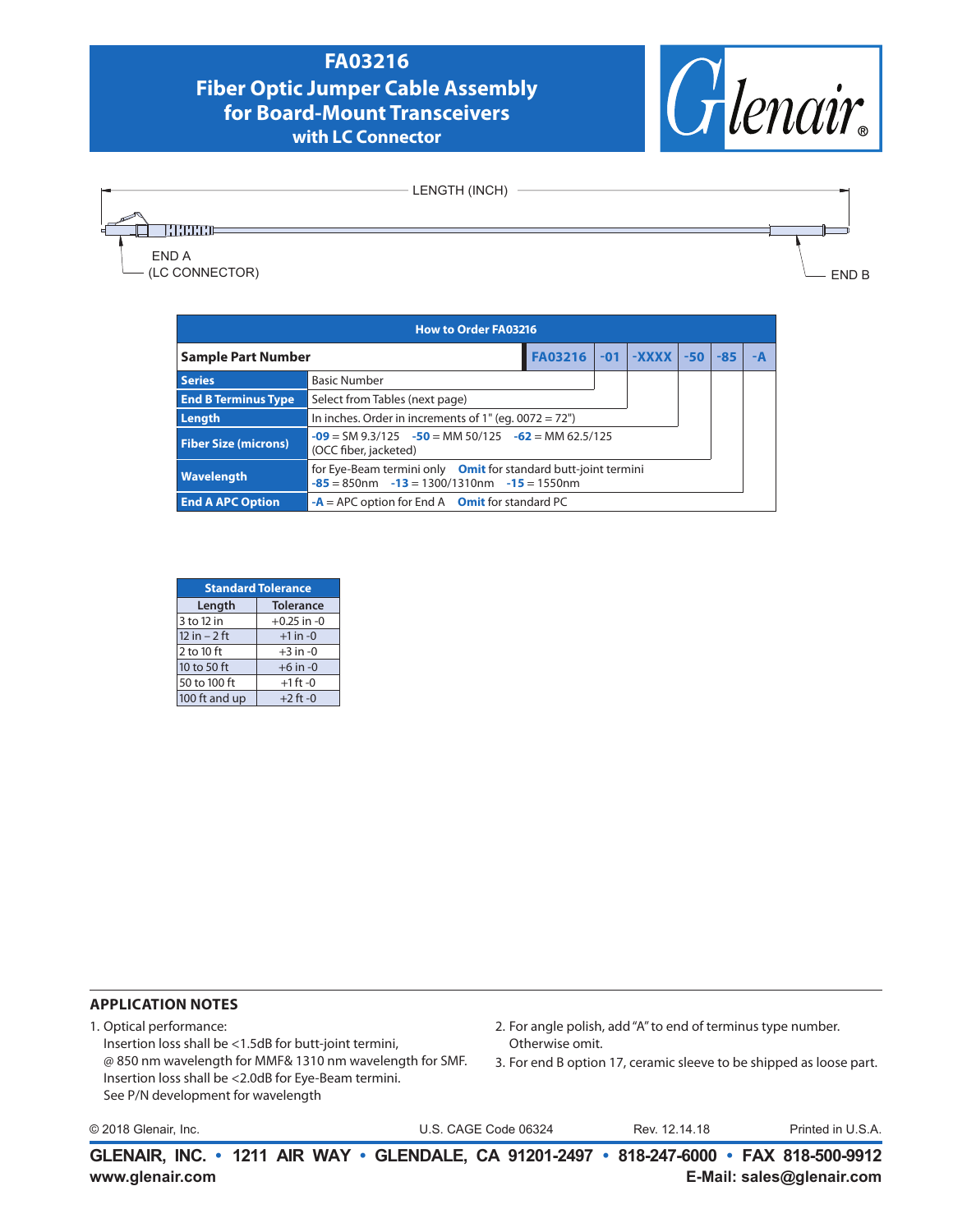# FA03216
## Fiber Optic Jumper Cable Assembly for Board-Mount Transceivers with LC Connector

LENGTH (INCH)

END A (LC CONNECTOR)

END B

| How to Order FA03216 | | | | | | | |
|---|---|---|---|---|---|---|---|
| **Sample Part Number** | | FA03216 | -01 | -XXXX | -50 | -85 | -A |
| **Series** | Basic Number | | | | | | |
| **End B Terminus Type** | Select from Tables (next page) | | | | | | |
| **Length** | In inches. Order in increments of 1" (eg. 0072 = 72") | | | | | | |
| **Fiber Size (microns)** | **-09** = SM 9.3/125 **-50** = MM 50/125 **-62** = MM 62.5/125 (OCC fiber, jacketed) | | | | | | |
| **Wavelength** | for Eye-Beam termini only **Omit** for standard butt-joint termini **-85** = 850nm **-13** = 1300/1310nm **-15** = 1550nm | | | | | | |
| **End A APC Option** | **-A** = APC option for End A **Omit** for standard PC | | | | | | |

| Standard Tolerance | |
|---|---|
| **Length** | **Tolerance** |
| 3 to 12 in | +0.25 in -0 |
| 12 in – 2 ft | +1 in -0 |
| 2 to 10 ft | +3 in -0 |
| 10 to 50 ft | +6 in -0 |
| 50 to 100 ft | +1 ft -0 |
| 100 ft and up | +2 ft -0 |

### APPLICATION NOTES

1. Optical performance:
   Insertion loss shall be <1.5dB for butt-joint termini,
   @ 850 nm wavelength for MMF& 1310 nm wavelength for SMF.
   Insertion loss shall be <2.0dB for Eye-Beam termini.
   See P/N development for wavelength
2. For angle polish, add "A" to end of terminus type number. Otherwise omit.
3. For end B option 17, ceramic sleeve to be shipped as loose part.

© 2018 Glenair, Inc. U.S. CAGE Code 06324 Rev. 12.14.18 Printed in U.S.A.

**GLENAIR, INC. • 1211 AIR WAY • GLENDALE, CA 91201-2497 • 818-247-6000 • FAX 818-500-9912**
**www.glenair.com** **E-Mail: sales@glenair.com**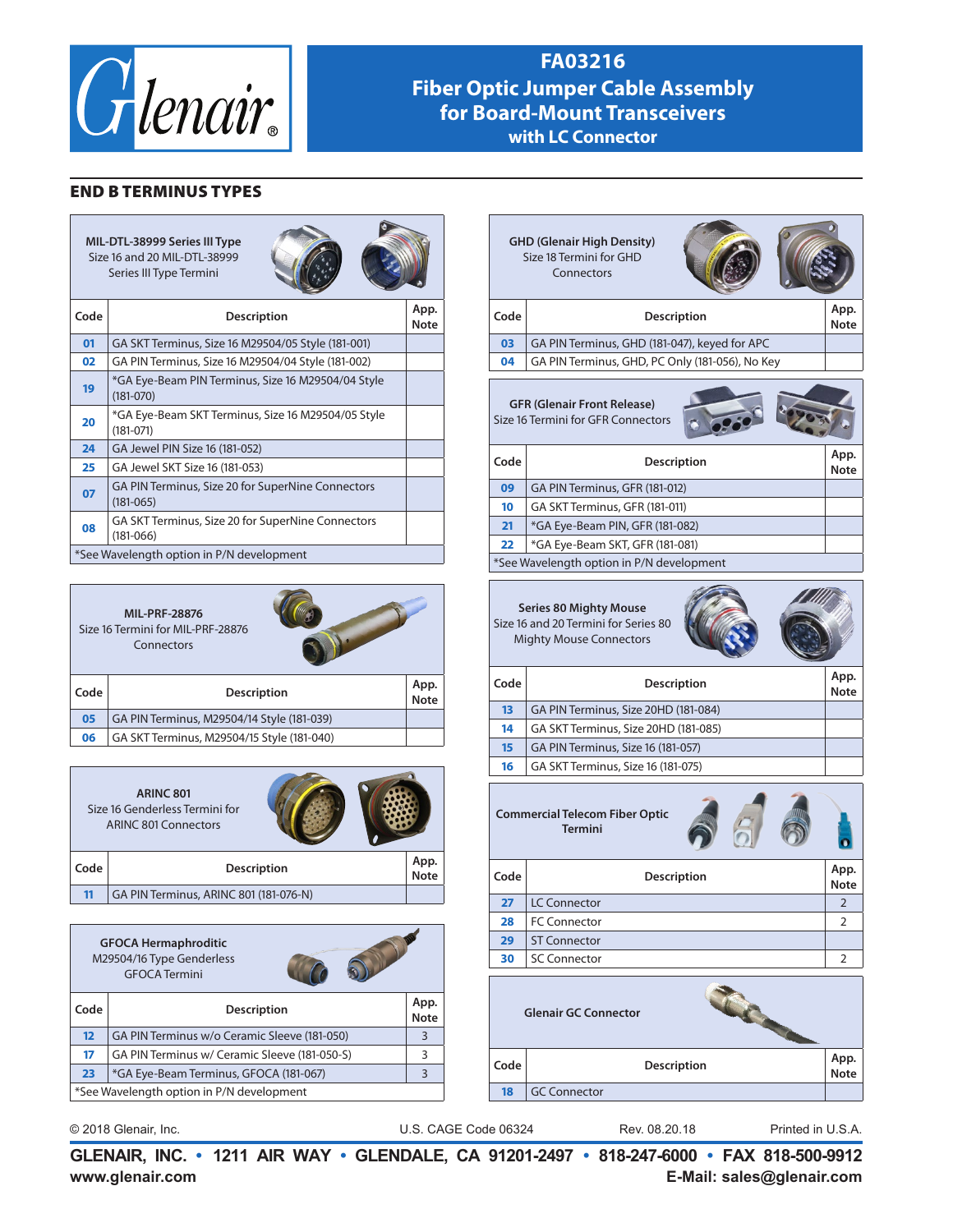# FA03216
# Fiber Optic Jumper Cable Assembly for Board-Mount Transceivers with LC Connector

## END B TERMINUS TYPES

**MIL-DTL-38999 Series III Type**
Size 16 and 20 MIL-DTL-38999 Series III Type Termini

| Code | Description | App. Note |
|---|---|---|
| 01 | GA SKT Terminus, Size 16 M29504/05 Style (181-001) | |
| 02 | GA PIN Terminus, Size 16 M29504/04 Style (181-002) | |
| 19 | *GA Eye-Beam PIN Terminus, Size 16 M29504/04 Style (181-070) | |
| 20 | *GA Eye-Beam SKT Terminus, Size 16 M29504/05 Style (181-071) | |
| 24 | GA Jewel PIN Size 16 (181-052) | |
| 25 | GA Jewel SKT Size 16 (181-053) | |
| 07 | GA PIN Terminus, Size 20 for SuperNine Connectors (181-065) | |
| 08 | GA SKT Terminus, Size 20 for SuperNine Connectors (181-066) | |

*See Wavelength option in P/N development

**MIL-PRF-28876**
Size 16 Termini for MIL-PRF-28876 Connectors

| Code | Description | App. Note |
|---|---|---|
| 05 | GA PIN Terminus, M29504/14 Style (181-039) | |
| 06 | GA SKT Terminus, M29504/15 Style (181-040) | |

**ARINC 801**
Size 16 Genderless Termini for ARINC 801 Connectors

| Code | Description | App. Note |
|---|---|---|
| 11 | GA PIN Terminus, ARINC 801 (181-076-N) | |

**GFOCA Hermaphroditic**
M29504/16 Type Genderless GFOCA Termini

| Code | Description | App. Note |
|---|---|---|
| 12 | GA PIN Terminus w/o Ceramic Sleeve (181-050) | 3 |
| 17 | GA PIN Terminus w/ Ceramic Sleeve (181-050-S) | 3 |
| 23 | *GA Eye-Beam Terminus, GFOCA (181-067) | 3 |

*See Wavelength option in P/N development

**GHD (Glenair High Density)**
Size 18 Termini for GHD Connectors

| Code | Description | App. Note |
|---|---|---|
| 03 | GA PIN Terminus, GHD (181-047), keyed for APC | |
| 04 | GA PIN Terminus, GHD, PC Only (181-056), No Key | |

**GFR (Glenair Front Release)**
Size 16 Termini for GFR Connectors

| Code | Description | App. Note |
|---|---|---|
| 09 | GA PIN Terminus, GFR (181-012) | |
| 10 | GA SKT Terminus, GFR (181-011) | |
| 21 | *GA Eye-Beam PIN, GFR (181-082) | |
| 22 | *GA Eye-Beam SKT, GFR (181-081) | |

*See Wavelength option in P/N development

**Series 80 Mighty Mouse**
Size 16 and 20 Termini for Series 80 Mighty Mouse Connectors

| Code | Description | App. Note |
|---|---|---|
| 13 | GA PIN Terminus, Size 20HD (181-084) | |
| 14 | GA SKT Terminus, Size 20HD (181-085) | |
| 15 | GA PIN Terminus, Size 16 (181-057) | |
| 16 | GA SKT Terminus, Size 16 (181-075) | |

**Commercial Telecom Fiber Optic Termini**

| Code | Description | App. Note |
|---|---|---|
| 27 | LC Connector | 2 |
| 28 | FC Connector | 2 |
| 29 | ST Connector | |
| 30 | SC Connector | 2 |

**Glenair GC Connector**

| Code | Description | App. Note |
|---|---|---|
| 18 | GC Connector | |

© 2018 Glenair, Inc. U.S. CAGE Code 06324 Rev. 08.20.18 Printed in U.S.A.

**GLENAIR, INC. • 1211 AIR WAY • GLENDALE, CA 91201-2497 • 818-247-6000 • FAX 818-500-9912**
**www.glenair.com** **E-Mail: sales@glenair.com**